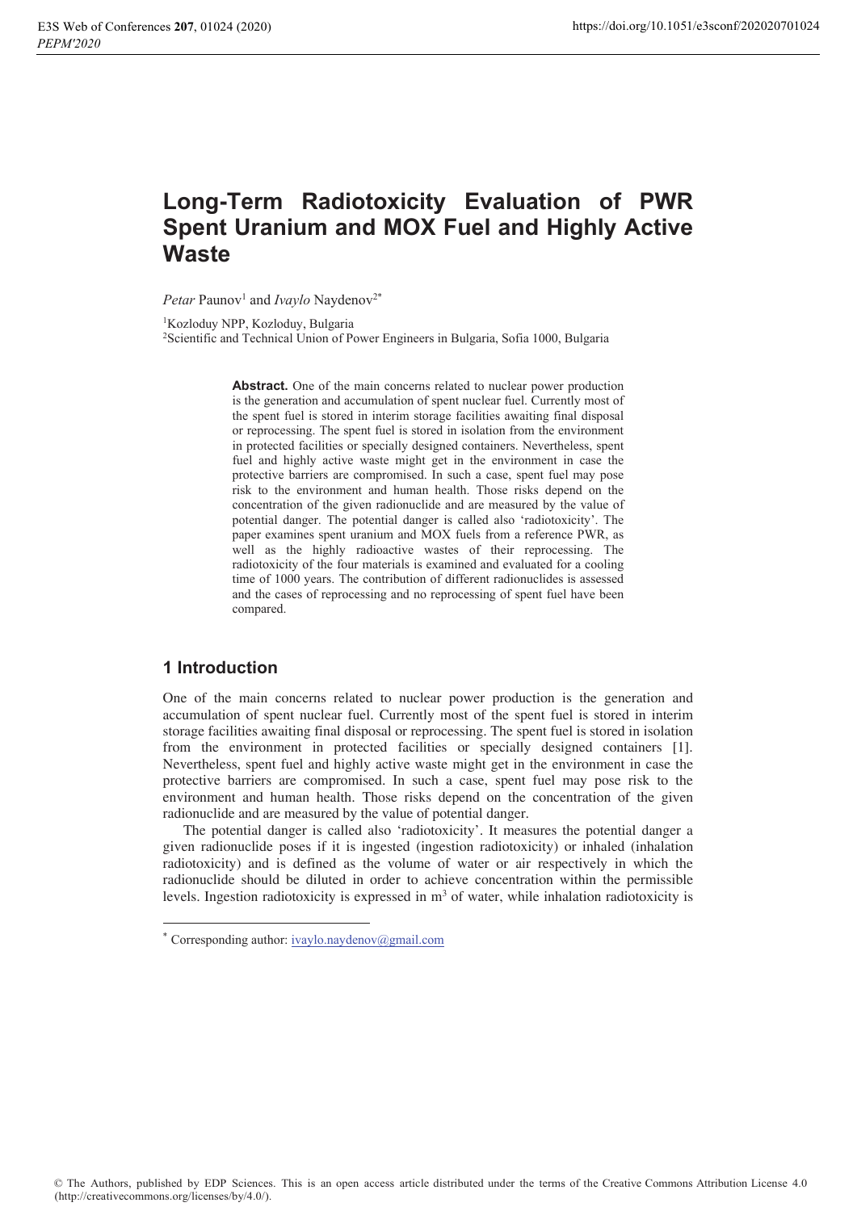# Long-Term Radiotoxicity Evaluation of PWR Spent Uranium and MOX Fuel and Highly Active Waste

*Petar* Paunov[1] and *Ivaylo* Naydenov[2*]

[1]Kozloduy NPP, Kozloduy, Bulgaria
[2]Scientific and Technical Union of Power Engineers in Bulgaria, Sofia 1000, Bulgaria

**Abstract.** One of the main concerns related to nuclear power production is the generation and accumulation of spent nuclear fuel. Currently most of the spent fuel is stored in interim storage facilities awaiting final disposal or reprocessing. The spent fuel is stored in isolation from the environment in protected facilities or specially designed containers. Nevertheless, spent fuel and highly active waste might get in the environment in case the protective barriers are compromised. In such a case, spent fuel may pose risk to the environment and human health. Those risks depend on the concentration of the given radionuclide and are measured by the value of potential danger. The potential danger is called also 'radiotoxicity'. The paper examines spent uranium and MOX fuels from a reference PWR, as well as the highly radioactive wastes of their reprocessing. The radiotoxicity of the four materials is examined and evaluated for a cooling time of 1000 years. The contribution of different radionuclides is assessed and the cases of reprocessing and no reprocessing of spent fuel have been compared.

## 1 Introduction

One of the main concerns related to nuclear power production is the generation and accumulation of spent nuclear fuel. Currently most of the spent fuel is stored in interim storage facilities awaiting final disposal or reprocessing. The spent fuel is stored in isolation from the environment in protected facilities or specially designed containers [1]. Nevertheless, spent fuel and highly active waste might get in the environment in case the protective barriers are compromised. In such a case, spent fuel may pose risk to the environment and human health. Those risks depend on the concentration of the given radionuclide and are measured by the value of potential danger.

The potential danger is called also 'radiotoxicity'. It measures the potential danger a given radionuclide poses if it is ingested (ingestion radiotoxicity) or inhaled (inhalation radiotoxicity) and is defined as the volume of water or air respectively in which the radionuclide should be diluted in order to achieve concentration within the permissible levels. Ingestion radiotoxicity is expressed in $m^3$ of water, while inhalation radiotoxicity is

* Corresponding author: ivaylo.naydenov@gmail.com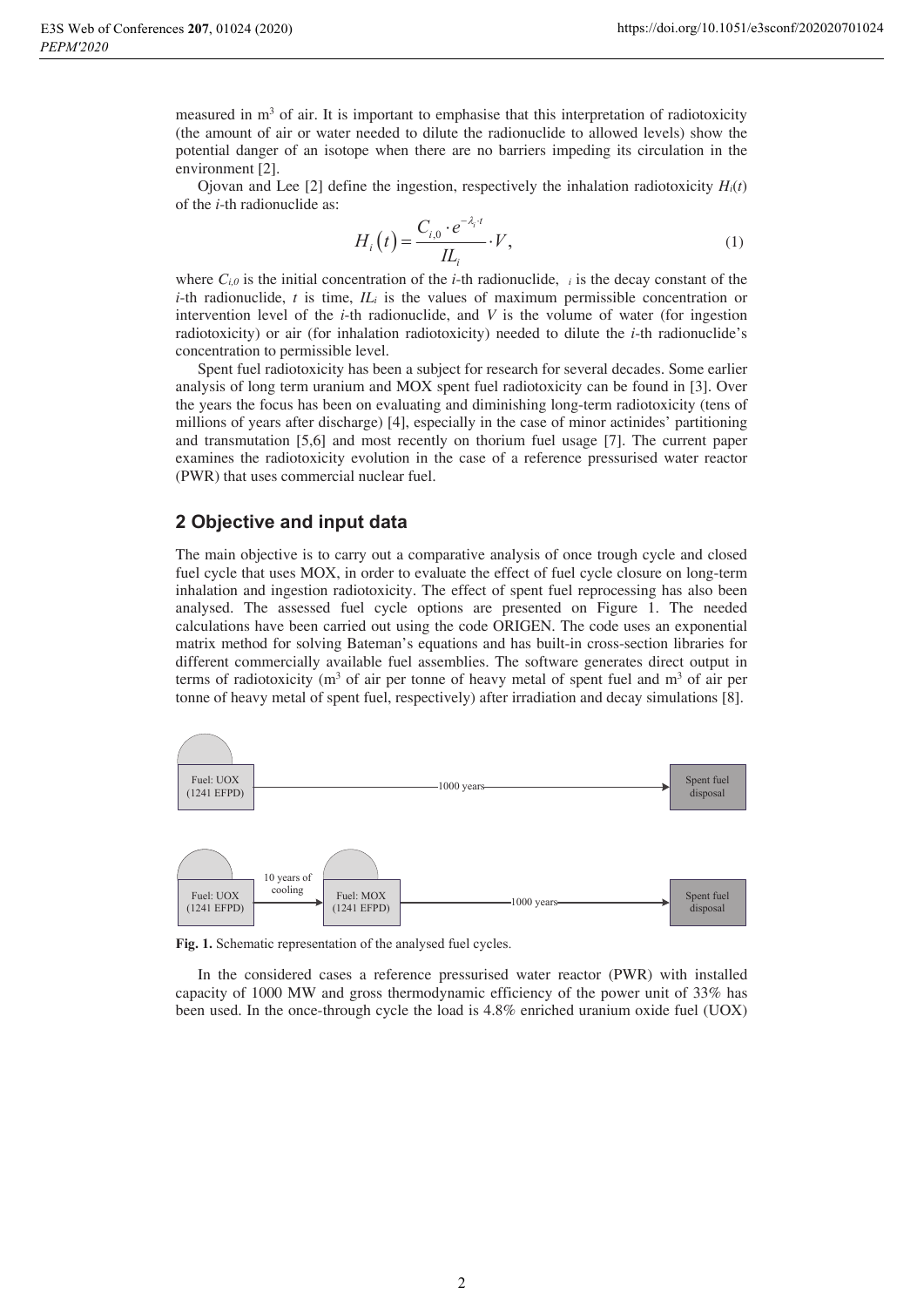measured in m$^3$ of air. It is important to emphasise that this interpretation of radiotoxicity (the amount of air or water needed to dilute the radionuclide to allowed levels) show the potential danger of an isotope when there are no barriers impeding its circulation in the environment [2].

Ojovan and Lee [2] define the ingestion, respectively the inhalation radiotoxicity $H_i(t)$ of the *i*-th radionuclide as:

$$H_i\left(t\right) = \frac{C_{i,0} \cdot e^{-\lambda_i \cdot t}}{IL_i} \cdot V, \tag{1}$$

where $C_{i,0}$ is the initial concentration of the *i*-th radionuclide, $\lambda_i$ is the decay constant of the *i*-th radionuclide, $t$ is time, $IL_i$ is the values of maximum permissible concentration or intervention level of the *i*-th radionuclide, and $V$ is the volume of water (for ingestion radiotoxicity) or air (for inhalation radiotoxicity) needed to dilute the *i*-th radionuclide's concentration to permissible level.

Spent fuel radiotoxicity has been a subject for research for several decades. Some earlier analysis of long term uranium and MOX spent fuel radiotoxicity can be found in [3]. Over the years the focus has been on evaluating and diminishing long-term radiotoxicity (tens of millions of years after discharge) [4], especially in the case of minor actinides' partitioning and transmutation [5,6] and most recently on thorium fuel usage [7]. The current paper examines the radiotoxicity evolution in the case of a reference pressurised water reactor (PWR) that uses commercial nuclear fuel.

## 2 Objective and input data

The main objective is to carry out a comparative analysis of once trough cycle and closed fuel cycle that uses MOX, in order to evaluate the effect of fuel cycle closure on long-term inhalation and ingestion radiotoxicity. The effect of spent fuel reprocessing has also been analysed. The assessed fuel cycle options are presented on Figure 1. The needed calculations have been carried out using the code ORIGEN. The code uses an exponential matrix method for solving Bateman's equations and has built-in cross-section libraries for different commercially available fuel assemblies. The software generates direct output in terms of radiotoxicity (m$^3$ of air per tonne of heavy metal of spent fuel and m$^3$ of air per tonne of heavy metal of spent fuel, respectively) after irradiation and decay simulations [8].

Fuel: UOX (1241 EFPD) → 1000 years → Spent fuel disposal

Fuel: UOX (1241 EFPD) → 10 years of cooling → Fuel: MOX (1241 EFPD) → 1000 years → Spent fuel disposal

**Fig. 1.** Schematic representation of the analysed fuel cycles.

In the considered cases a reference pressurised water reactor (PWR) with installed capacity of 1000 MW and gross thermodynamic efficiency of the power unit of 33% has been used. In the once-through cycle the load is 4.8% enriched uranium oxide fuel (UOX)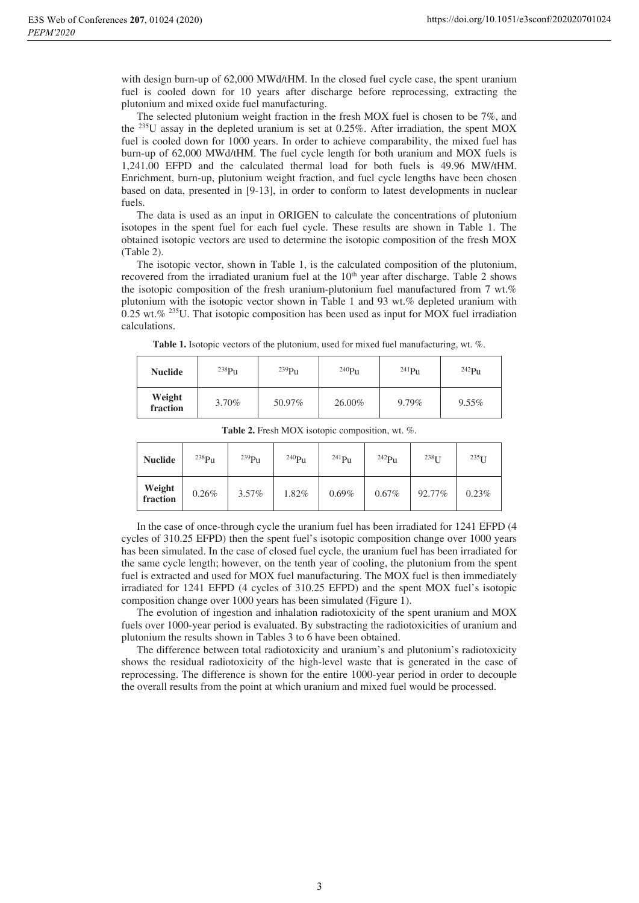with design burn-up of 62,000 MWd/tHM. In the closed fuel cycle case, the spent uranium fuel is cooled down for 10 years after discharge before reprocessing, extracting the plutonium and mixed oxide fuel manufacturing.

The selected plutonium weight fraction in the fresh MOX fuel is chosen to be 7%, and the $^{235}U$ assay in the depleted uranium is set at 0.25%. After irradiation, the spent MOX fuel is cooled down for 1000 years. In order to achieve comparability, the mixed fuel has burn-up of 62,000 MWd/tHM. The fuel cycle length for both uranium and MOX fuels is 1,241.00 EFPD and the calculated thermal load for both fuels is 49.96 MW/tHM. Enrichment, burn-up, plutonium weight fraction, and fuel cycle lengths have been chosen based on data, presented in [9-13], in order to conform to latest developments in nuclear fuels.

The data is used as an input in ORIGEN to calculate the concentrations of plutonium isotopes in the spent fuel for each fuel cycle. These results are shown in Table 1. The obtained isotopic vectors are used to determine the isotopic composition of the fresh MOX (Table 2).

The isotopic vector, shown in Table 1, is the calculated composition of the plutonium, recovered from the irradiated uranium fuel at the 10th year after discharge. Table 2 shows the isotopic composition of the fresh uranium-plutonium fuel manufactured from 7 wt.% plutonium with the isotopic vector shown in Table 1 and 93 wt.% depleted uranium with 0.25 wt.% $^{235}U$. That isotopic composition has been used as input for MOX fuel irradiation calculations.

**Table 1.** Isotopic vectors of the plutonium, used for mixed fuel manufacturing, wt. %.

| Nuclide | $^{238}Pu$ | $^{239}Pu$ | $^{240}Pu$ | $^{241}Pu$ | $^{242}Pu$ |
|---|---|---|---|---|---|
| Weight fraction | 3.70% | 50.97% | 26.00% | 9.79% | 9.55% |

**Table 2.** Fresh MOX isotopic composition, wt. %.

| Nuclide | $^{238}Pu$ | $^{239}Pu$ | $^{240}Pu$ | $^{241}Pu$ | $^{242}Pu$ | $^{238}U$ | $^{235}U$ |
|---|---|---|---|---|---|---|---|
| Weight fraction | 0.26% | 3.57% | 1.82% | 0.69% | 0.67% | 92.77% | 0.23% |

In the case of once-through cycle the uranium fuel has been irradiated for 1241 EFPD (4 cycles of 310.25 EFPD) then the spent fuel's isotopic composition change over 1000 years has been simulated. In the case of closed fuel cycle, the uranium fuel has been irradiated for the same cycle length; however, on the tenth year of cooling, the plutonium from the spent fuel is extracted and used for MOX fuel manufacturing. The MOX fuel is then immediately irradiated for 1241 EFPD (4 cycles of 310.25 EFPD) and the spent MOX fuel's isotopic composition change over 1000 years has been simulated (Figure 1).

The evolution of ingestion and inhalation radiotoxicity of the spent uranium and MOX fuels over 1000-year period is evaluated. By substracting the radiotoxicities of uranium and plutonium the results shown in Tables 3 to 6 have been obtained.

The difference between total radiotoxicity and uranium's and plutonium's radiotoxicity shows the residual radiotoxicity of the high-level waste that is generated in the case of reprocessing. The difference is shown for the entire 1000-year period in order to decouple the overall results from the point at which uranium and mixed fuel would be processed.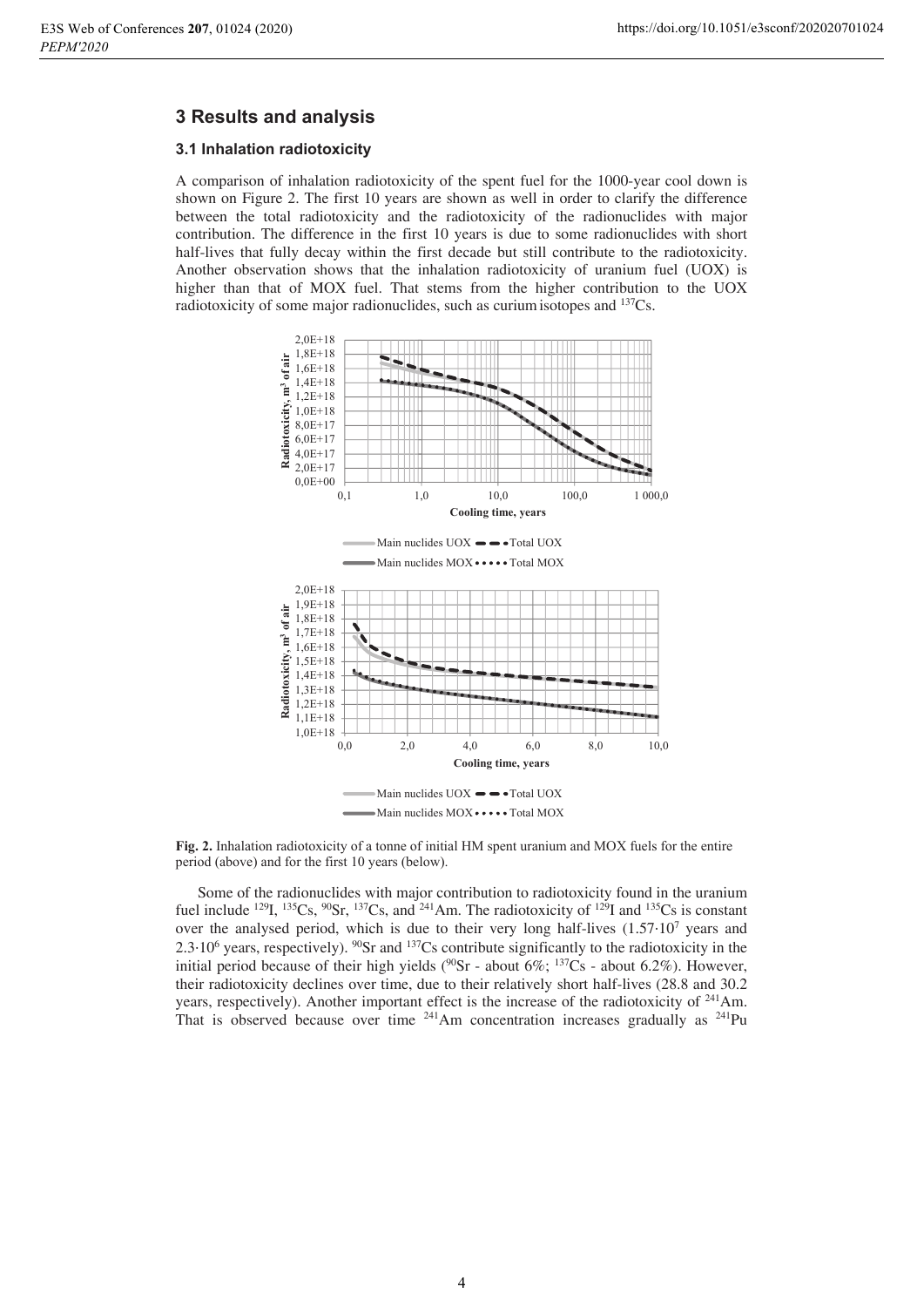## 3 Results and analysis

### 3.1 Inhalation radiotoxicity

A comparison of inhalation radiotoxicity of the spent fuel for the 1000-year cool down is shown on Figure 2. The first 10 years are shown as well in order to clarify the difference between the total radiotoxicity and the radiotoxicity of the radionuclides with major contribution. The difference in the first 10 years is due to some radionuclides with short half-lives that fully decay within the first decade but still contribute to the radiotoxicity. Another observation shows that the inhalation radiotoxicity of uranium fuel (UOX) is higher than that of MOX fuel. That stems from the higher contribution to the UOX radiotoxicity of some major radionuclides, such as curium isotopes and $^{137}Cs$.

**Fig. 2.** Inhalation radiotoxicity of a tonne of initial HM spent uranium and MOX fuels for the entire period (above) and for the first 10 years (below).

Some of the radionuclides with major contribution to radiotoxicity found in the uranium fuel include $^{129}I$, $^{135}Cs$, $^{90}Sr$, $^{137}Cs$, and $^{241}Am$. The radiotoxicity of $^{129}I$ and $^{135}Cs$ is constant over the analysed period, which is due to their very long half-lives ($1.57 \cdot 10^7$ years and $2.3 \cdot 10^6$ years, respectively). $^{90}Sr$ and $^{137}Cs$ contribute significantly to the radiotoxicity in the initial period because of their high yields ($^{90}Sr$ - about 6%; $^{137}Cs$ - about 6.2%). However, their radiotoxicity declines over time, due to their relatively short half-lives (28.8 and 30.2 years, respectively). Another important effect is the increase of the radiotoxicity of $^{241}Am$. That is observed because over time $^{241}Am$ concentration increases gradually as $^{241}Pu$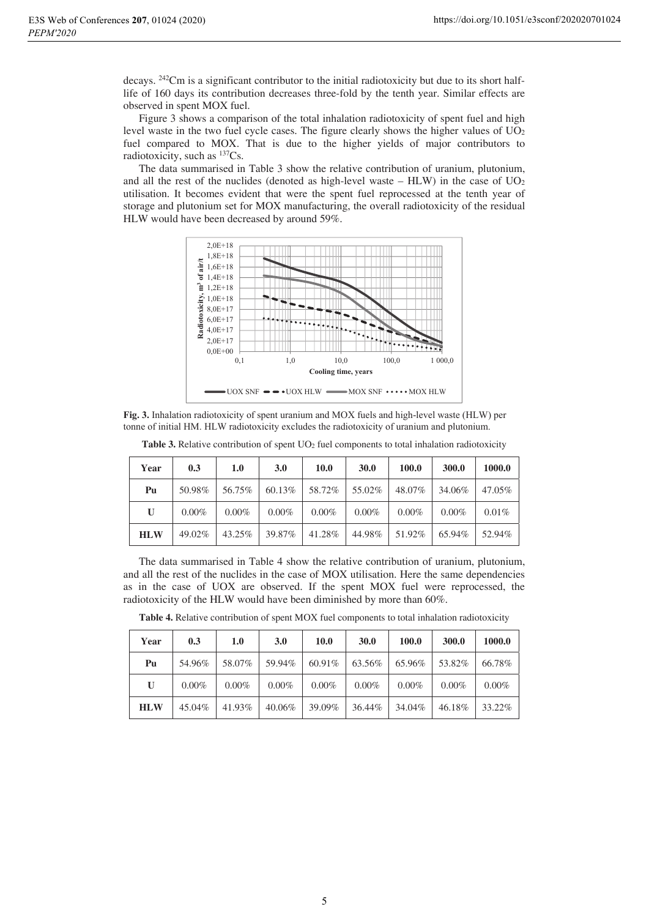decays. $^{242}$Cm is a significant contributor to the initial radiotoxicity but due to its short half-life of 160 days its contribution decreases three-fold by the tenth year. Similar effects are observed in spent MOX fuel.

Figure 3 shows a comparison of the total inhalation radiotoxicity of spent fuel and high level waste in the two fuel cycle cases. The figure clearly shows the higher values of $UO_2$ fuel compared to MOX. That is due to the higher yields of major contributors to radiotoxicity, such as $^{137}$Cs.

The data summarised in Table 3 show the relative contribution of uranium, plutonium, and all the rest of the nuclides (denoted as high-level waste – HLW) in the case of $UO_2$ utilisation. It becomes evident that were the spent fuel reprocessed at the tenth year of storage and plutonium set for MOX manufacturing, the overall radiotoxicity of the residual HLW would have been decreased by around 59%.

**Fig. 3.** Inhalation radiotoxicity of spent uranium and MOX fuels and high-level waste (HLW) per tonne of initial HM. HLW radiotoxicity excludes the radiotoxicity of uranium and plutonium.

**Table 3.** Relative contribution of spent $UO_2$ fuel components to total inhalation radiotoxicity

| Year | 0.3 | 1.0 | 3.0 | 10.0 | 30.0 | 100.0 | 300.0 | 1000.0 |
|---|---|---|---|---|---|---|---|---|
| Pu | 50.98% | 56.75% | 60.13% | 58.72% | 55.02% | 48.07% | 34.06% | 47.05% |
| U | 0.00% | 0.00% | 0.00% | 0.00% | 0.00% | 0.00% | 0.00% | 0.01% |
| HLW | 49.02% | 43.25% | 39.87% | 41.28% | 44.98% | 51.92% | 65.94% | 52.94% |

The data summarised in Table 4 show the relative contribution of uranium, plutonium, and all the rest of the nuclides in the case of MOX utilisation. Here the same dependencies as in the case of UOX are observed. If the spent MOX fuel were reprocessed, the radiotoxicity of the HLW would have been diminished by more than 60%.

**Table 4.** Relative contribution of spent MOX fuel components to total inhalation radiotoxicity

| Year | 0.3 | 1.0 | 3.0 | 10.0 | 30.0 | 100.0 | 300.0 | 1000.0 |
|---|---|---|---|---|---|---|---|---|
| Pu | 54.96% | 58.07% | 59.94% | 60.91% | 63.56% | 65.96% | 53.82% | 66.78% |
| U | 0.00% | 0.00% | 0.00% | 0.00% | 0.00% | 0.00% | 0.00% | 0.00% |
| HLW | 45.04% | 41.93% | 40.06% | 39.09% | 36.44% | 34.04% | 46.18% | 33.22% |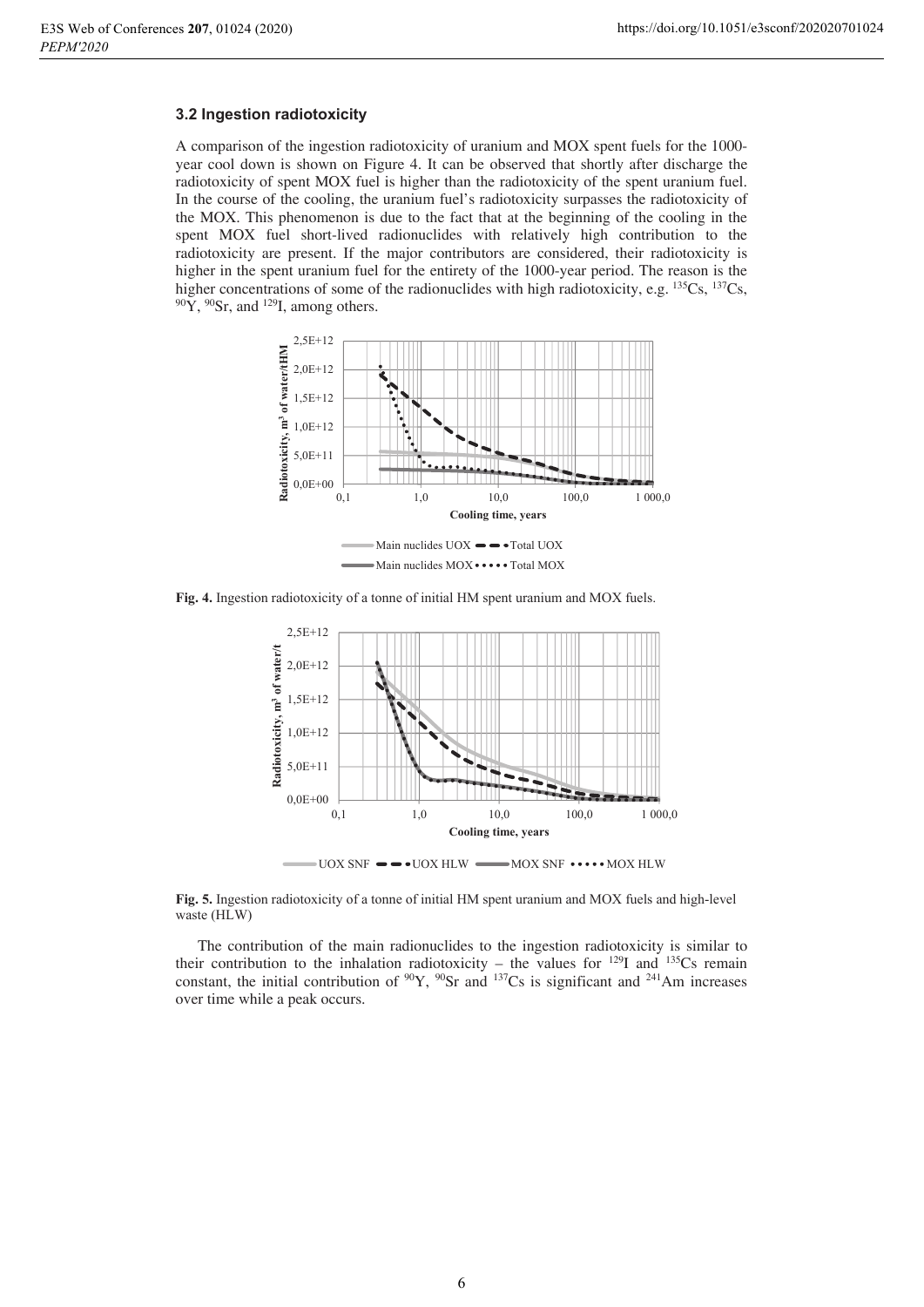### 3.2 Ingestion radiotoxicity

A comparison of the ingestion radiotoxicity of uranium and MOX spent fuels for the 1000-year cool down is shown on Figure 4. It can be observed that shortly after discharge the radiotoxicity of spent MOX fuel is higher than the radiotoxicity of the spent uranium fuel. In the course of the cooling, the uranium fuel's radiotoxicity surpasses the radiotoxicity of the MOX. This phenomenon is due to the fact that at the beginning of the cooling in the spent MOX fuel short-lived radionuclides with relatively high contribution to the radiotoxicity are present. If the major contributors are considered, their radiotoxicity is higher in the spent uranium fuel for the entirety of the 1000-year period. The reason is the higher concentrations of some of the radionuclides with high radiotoxicity, e.g. $^{135}Cs$, $^{137}Cs$, $^{90}Y$, $^{90}Sr$, and $^{129}I$, among others.

**Fig. 4.** Ingestion radiotoxicity of a tonne of initial HM spent uranium and MOX fuels.

**Fig. 5.** Ingestion radiotoxicity of a tonne of initial HM spent uranium and MOX fuels and high-level waste (HLW)

The contribution of the main radionuclides to the ingestion radiotoxicity is similar to their contribution to the inhalation radiotoxicity – the values for $^{129}I$ and $^{135}Cs$ remain constant, the initial contribution of $^{90}Y$, $^{90}Sr$ and $^{137}Cs$ is significant and $^{241}Am$ increases over time while a peak occurs.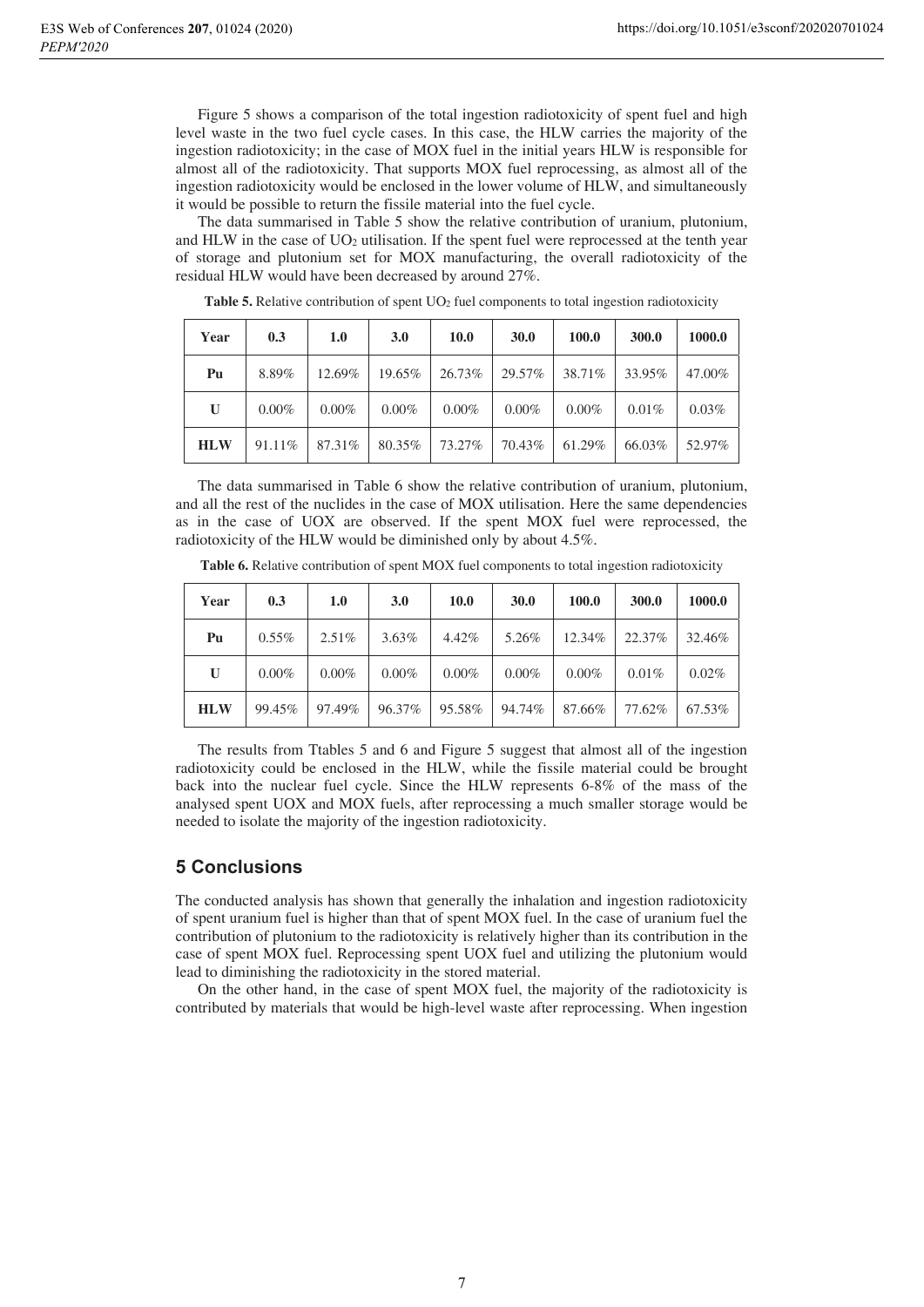Figure 5 shows a comparison of the total ingestion radiotoxicity of spent fuel and high level waste in the two fuel cycle cases. In this case, the HLW carries the majority of the ingestion radiotoxicity; in the case of MOX fuel in the initial years HLW is responsible for almost all of the radiotoxicity. That supports MOX fuel reprocessing, as almost all of the ingestion radiotoxicity would be enclosed in the lower volume of HLW, and simultaneously it would be possible to return the fissile material into the fuel cycle.

The data summarised in Table 5 show the relative contribution of uranium, plutonium, and HLW in the case of $UO_2$ utilisation. If the spent fuel were reprocessed at the tenth year of storage and plutonium set for MOX manufacturing, the overall radiotoxicity of the residual HLW would have been decreased by around 27%.

**Table 5.** Relative contribution of spent $UO_2$ fuel components to total ingestion radiotoxicity

| Year | 0.3 | 1.0 | 3.0 | 10.0 | 30.0 | 100.0 | 300.0 | 1000.0 |
|---|---|---|---|---|---|---|---|---|
| **Pu** | 8.89% | 12.69% | 19.65% | 26.73% | 29.57% | 38.71% | 33.95% | 47.00% |
| **U** | 0.00% | 0.00% | 0.00% | 0.00% | 0.00% | 0.00% | 0.01% | 0.03% |
| **HLW** | 91.11% | 87.31% | 80.35% | 73.27% | 70.43% | 61.29% | 66.03% | 52.97% |

The data summarised in Table 6 show the relative contribution of uranium, plutonium, and all the rest of the nuclides in the case of MOX utilisation. Here the same dependencies as in the case of UOX are observed. If the spent MOX fuel were reprocessed, the radiotoxicity of the HLW would be diminished only by about 4.5%.

**Table 6.** Relative contribution of spent MOX fuel components to total ingestion radiotoxicity

| Year | 0.3 | 1.0 | 3.0 | 10.0 | 30.0 | 100.0 | 300.0 | 1000.0 |
|---|---|---|---|---|---|---|---|---|
| **Pu** | 0.55% | 2.51% | 3.63% | 4.42% | 5.26% | 12.34% | 22.37% | 32.46% |
| **U** | 0.00% | 0.00% | 0.00% | 0.00% | 0.00% | 0.00% | 0.01% | 0.02% |
| **HLW** | 99.45% | 97.49% | 96.37% | 95.58% | 94.74% | 87.66% | 77.62% | 67.53% |

The results from Ttables 5 and 6 and Figure 5 suggest that almost all of the ingestion radiotoxicity could be enclosed in the HLW, while the fissile material could be brought back into the nuclear fuel cycle. Since the HLW represents 6-8% of the mass of the analysed spent UOX and MOX fuels, after reprocessing a much smaller storage would be needed to isolate the majority of the ingestion radiotoxicity.

## 5 Conclusions

The conducted analysis has shown that generally the inhalation and ingestion radiotoxicity of spent uranium fuel is higher than that of spent MOX fuel. In the case of uranium fuel the contribution of plutonium to the radiotoxicity is relatively higher than its contribution in the case of spent MOX fuel. Reprocessing spent UOX fuel and utilizing the plutonium would lead to diminishing the radiotoxicity in the stored material.

On the other hand, in the case of spent MOX fuel, the majority of the radiotoxicity is contributed by materials that would be high-level waste after reprocessing. When ingestion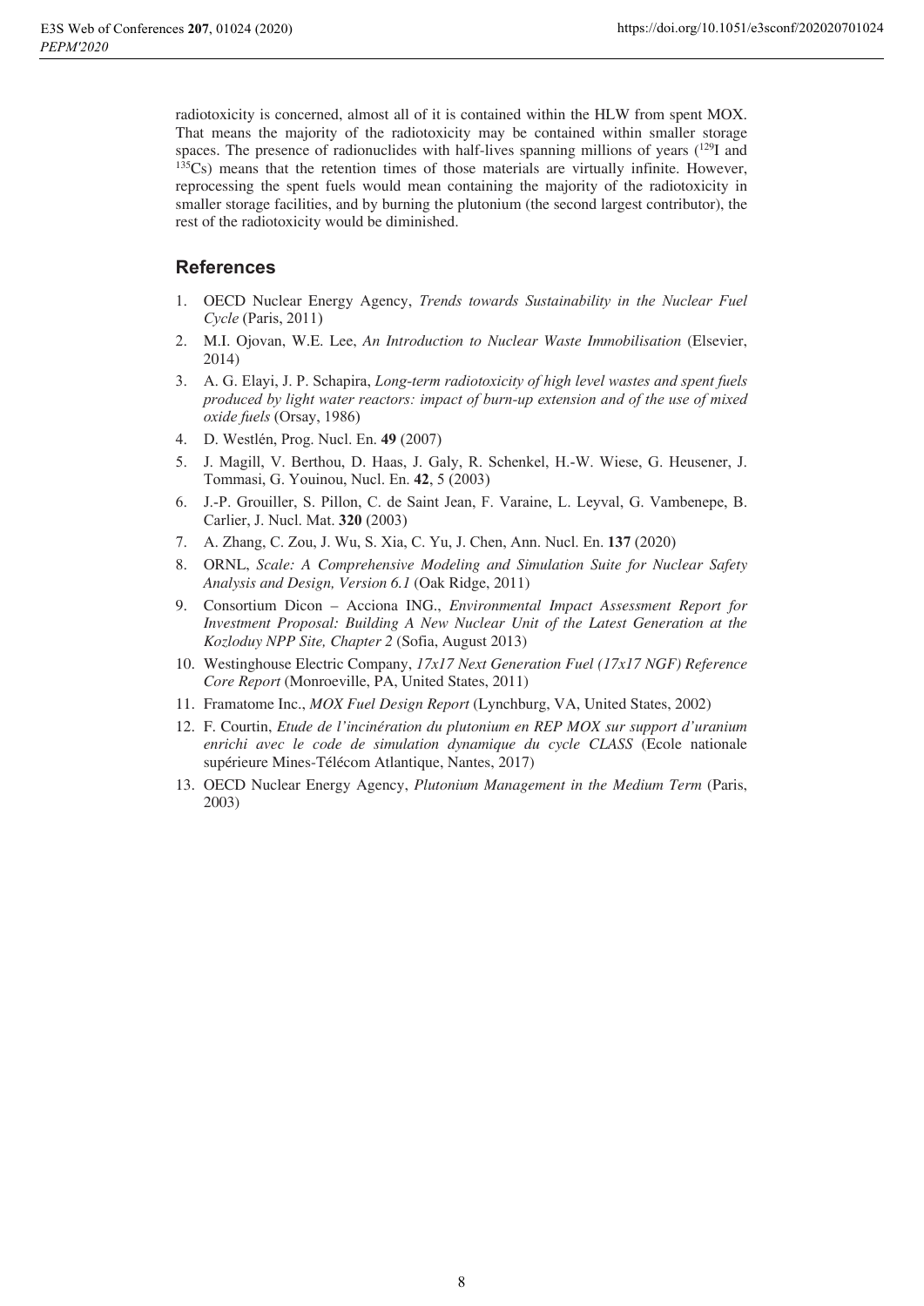radiotoxicity is concerned, almost all of it is contained within the HLW from spent MOX. That means the majority of the radiotoxicity may be contained within smaller storage spaces. The presence of radionuclides with half-lives spanning millions of years ($^{129}$I and $^{135}$Cs) means that the retention times of those materials are virtually infinite. However, reprocessing the spent fuels would mean containing the majority of the radiotoxicity in smaller storage facilities, and by burning the plutonium (the second largest contributor), the rest of the radiotoxicity would be diminished.

## References

1. OECD Nuclear Energy Agency, *Trends towards Sustainability in the Nuclear Fuel Cycle* (Paris, 2011)
2. M.I. Ojovan, W.E. Lee, *An Introduction to Nuclear Waste Immobilisation* (Elsevier, 2014)
3. A. G. Elayi, J. P. Schapira, *Long-term radiotoxicity of high level wastes and spent fuels produced by light water reactors: impact of burn-up extension and of the use of mixed oxide fuels* (Orsay, 1986)
4. D. Westlén, Prog. Nucl. En. **49** (2007)
5. J. Magill, V. Berthou, D. Haas, J. Galy, R. Schenkel, H.-W. Wiese, G. Heusener, J. Tommasi, G. Youinou, Nucl. En. **42**, 5 (2003)
6. J.-P. Grouiller, S. Pillon, C. de Saint Jean, F. Varaine, L. Leyval, G. Vambenepe, B. Carlier, J. Nucl. Mat. **320** (2003)
7. A. Zhang, C. Zou, J. Wu, S. Xia, C. Yu, J. Chen, Ann. Nucl. En. **137** (2020)
8. ORNL, *Scale: A Comprehensive Modeling and Simulation Suite for Nuclear Safety Analysis and Design, Version 6.1* (Oak Ridge, 2011)
9. Consortium Dicon – Acciona ING., *Environmental Impact Assessment Report for Investment Proposal: Building A New Nuclear Unit of the Latest Generation at the Kozloduy NPP Site, Chapter 2* (Sofia, August 2013)
10. Westinghouse Electric Company, *17x17 Next Generation Fuel (17x17 NGF) Reference Core Report* (Monroeville, PA, United States, 2011)
11. Framatome Inc., *MOX Fuel Design Report* (Lynchburg, VA, United States, 2002)
12. F. Courtin, *Etude de l'incinération du plutonium en REP MOX sur support d'uranium enrichi avec le code de simulation dynamique du cycle CLASS* (Ecole nationale supérieure Mines-Télécom Atlantique, Nantes, 2017)
13. OECD Nuclear Energy Agency, *Plutonium Management in the Medium Term* (Paris, 2003)